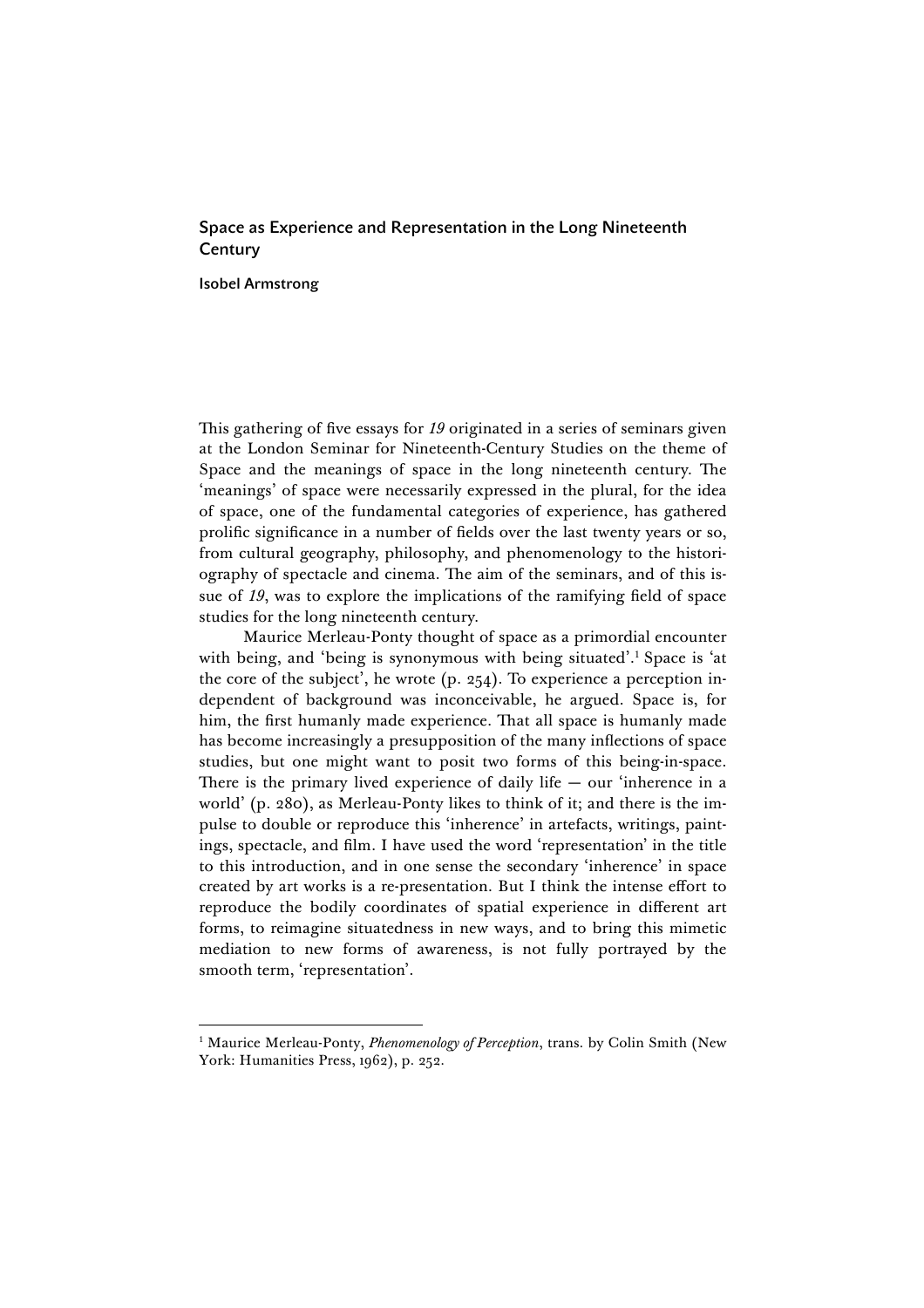# Space as Experience and Representation in the Long Nineteenth Century

**Isobel Armstrong**

This gathering of five essays for *19* originated in a series of seminars given at the London Seminar for Nineteenth-Century Studies on the theme of Space and the meanings of space in the long nineteenth century. The 'meanings' of space were necessarily expressed in the plural, for the idea of space, one of the fundamental categories of experience, has gathered prolific significance in a number of fields over the last twenty years or so, from cultural geography, philosophy, and phenomenology to the historiography of spectacle and cinema. The aim of the seminars, and of this issue of *19*, was to explore the implications of the ramifying field of space studies for the long nineteenth century.

Maurice Merleau-Ponty thought of space as a primordial encounter with being, and 'being is synonymous with being situated'.[1] Space is 'at the core of the subject', he wrote (p. 254). To experience a perception independent of background was inconceivable, he argued. Space is, for him, the first humanly made experience. That all space is humanly made has become increasingly a presupposition of the many inflections of space studies, but one might want to posit two forms of this being-in-space. There is the primary lived experience of daily life — our 'inherence in a world' (p. 280), as Merleau-Ponty likes to think of it; and there is the impulse to double or reproduce this 'inherence' in artefacts, writings, paintings, spectacle, and film. I have used the word 'representation' in the title to this introduction, and in one sense the secondary 'inherence' in space created by art works is a re-presentation. But I think the intense effort to reproduce the bodily coordinates of spatial experience in different art forms, to reimagine situatedness in new ways, and to bring this mimetic mediation to new forms of awareness, is not fully portrayed by the smooth term, 'representation'.

[1] Maurice Merleau-Ponty, *Phenomenology of Perception*, trans. by Colin Smith (New York: Humanities Press, 1962), p. 252.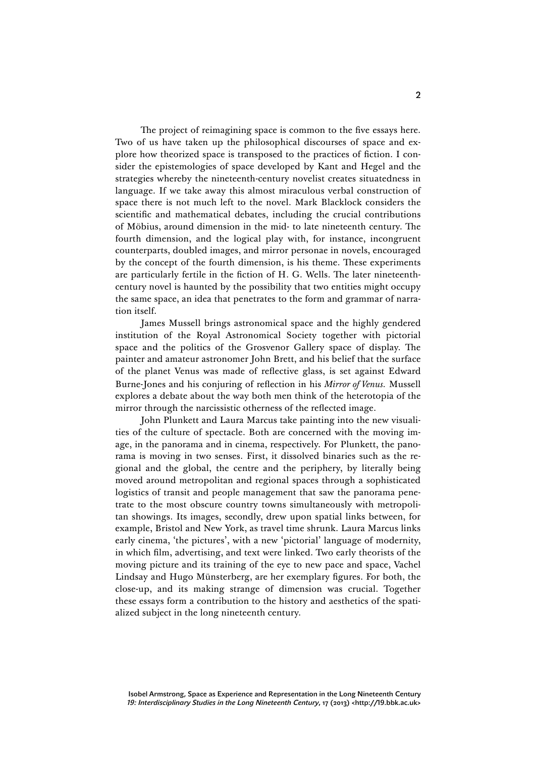The project of reimagining space is common to the five essays here. Two of us have taken up the philosophical discourses of space and explore how theorized space is transposed to the practices of fiction. I consider the epistemologies of space developed by Kant and Hegel and the strategies whereby the nineteenth-century novelist creates situatedness in language. If we take away this almost miraculous verbal construction of space there is not much left to the novel. Mark Blacklock considers the scientific and mathematical debates, including the crucial contributions of Möbius, around dimension in the mid- to late nineteenth century. The fourth dimension, and the logical play with, for instance, incongruent counterparts, doubled images, and mirror personae in novels, encouraged by the concept of the fourth dimension, is his theme. These experiments are particularly fertile in the fiction of H. G. Wells. The later nineteenth-century novel is haunted by the possibility that two entities might occupy the same space, an idea that penetrates to the form and grammar of narration itself.

James Mussell brings astronomical space and the highly gendered institution of the Royal Astronomical Society together with pictorial space and the politics of the Grosvenor Gallery space of display. The painter and amateur astronomer John Brett, and his belief that the surface of the planet Venus was made of reflective glass, is set against Edward Burne-Jones and his conjuring of reflection in his *Mirror of Venus.* Mussell explores a debate about the way both men think of the heterotopia of the mirror through the narcissistic otherness of the reflected image.

John Plunkett and Laura Marcus take painting into the new visualities of the culture of spectacle. Both are concerned with the moving image, in the panorama and in cinema, respectively. For Plunkett, the panorama is moving in two senses. First, it dissolved binaries such as the regional and the global, the centre and the periphery, by literally being moved around metropolitan and regional spaces through a sophisticated logistics of transit and people management that saw the panorama penetrate to the most obscure country towns simultaneously with metropolitan showings. Its images, secondly, drew upon spatial links between, for example, Bristol and New York, as travel time shrunk. Laura Marcus links early cinema, 'the pictures', with a new 'pictorial' language of modernity, in which film, advertising, and text were linked. Two early theorists of the moving picture and its training of the eye to new pace and space, Vachel Lindsay and Hugo Münsterberg, are her exemplary figures. For both, the close-up, and its making strange of dimension was crucial. Together these essays form a contribution to the history and aesthetics of the spatialized subject in the long nineteenth century.